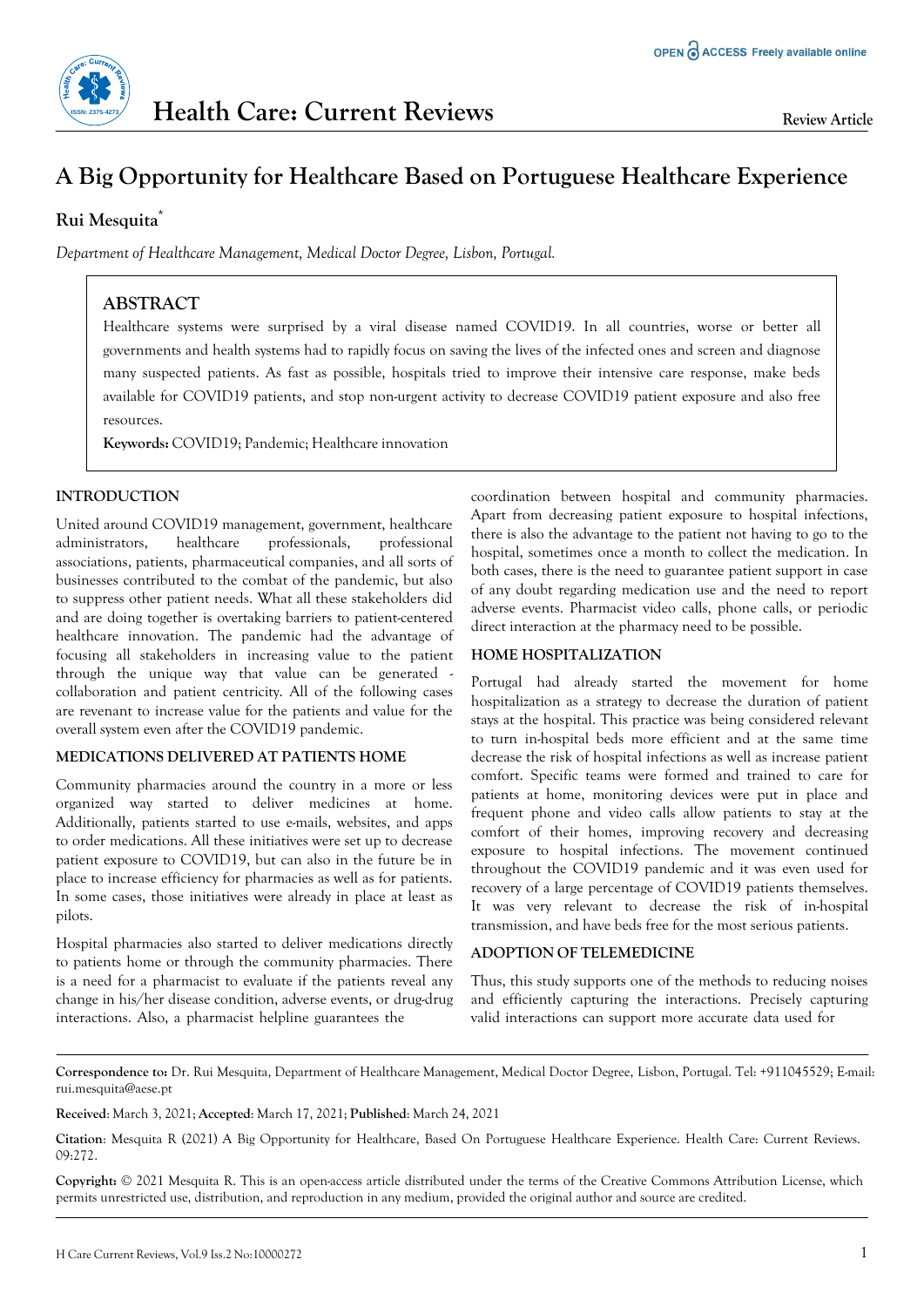# A Big Opportunity for Healthcare Based on Portuguese Healthcare Experience

**Rui Mesquita***

*Department of Healthcare Management, Medical Doctor Degree, Lisbon, Portugal.*

## ABSTRACT

Healthcare systems were surprised by a viral disease named COVID19. In all countries, worse or better all governments and health systems had to rapidly focus on saving the lives of the infected ones and screen and diagnose many suspected patients. As fast as possible, hospitals tried to improve their intensive care response, make beds available for COVID19 patients, and stop non-urgent activity to decrease COVID19 patient exposure and also free resources.

**Keywords:** COVID19; Pandemic; Healthcare innovation

## INTRODUCTION

United around COVID19 management, government, healthcare administrators, healthcare professionals, professional associations, patients, pharmaceutical companies, and all sorts of businesses contributed to the combat of the pandemic, but also to suppress other patient needs. What all these stakeholders did and are doing together is overtaking barriers to patient-centered healthcare innovation. The pandemic had the advantage of focusing all stakeholders in increasing value to the patient through the unique way that value can be generated - collaboration and patient centricity. All of the following cases are revenant to increase value for the patients and value for the overall system even after the COVID19 pandemic.

## MEDICATIONS DELIVERED AT PATIENTS HOME

Community pharmacies around the country in a more or less organized way started to deliver medicines at home. Additionally, patients started to use e-mails, websites, and apps to order medications. All these initiatives were set up to decrease patient exposure to COVID19, but can also in the future be in place to increase efficiency for pharmacies as well as for patients. In some cases, those initiatives were already in place at least as pilots.

Hospital pharmacies also started to deliver medications directly to patients home or through the community pharmacies. There is a need for a pharmacist to evaluate if the patients reveal any change in his/her disease condition, adverse events, or drug-drug interactions. Also, a pharmacist helpline guarantees the coordination between hospital and community pharmacies. Apart from decreasing patient exposure to hospital infections, there is also the advantage to the patient not having to go to the hospital, sometimes once a month to collect the medication. In both cases, there is the need to guarantee patient support in case of any doubt regarding medication use and the need to report adverse events. Pharmacist video calls, phone calls, or periodic direct interaction at the pharmacy need to be possible.

## HOME HOSPITALIZATION

Portugal had already started the movement for home hospitalization as a strategy to decrease the duration of patient stays at the hospital. This practice was being considered relevant to turn in-hospital beds more efficient and at the same time decrease the risk of hospital infections as well as increase patient comfort. Specific teams were formed and trained to care for patients at home, monitoring devices were put in place and frequent phone and video calls allow patients to stay at the comfort of their homes, improving recovery and decreasing exposure to hospital infections. The movement continued throughout the COVID19 pandemic and it was even used for recovery of a large percentage of COVID19 patients themselves. It was very relevant to decrease the risk of in-hospital transmission, and have beds free for the most serious patients.

## ADOPTION OF TELEMEDICINE

Thus, this study supports one of the methods to reducing noises and efficiently capturing the interactions. Precisely capturing valid interactions can support more accurate data used for

---

**Correspondence to:** Dr. Rui Mesquita, Department of Healthcare Management, Medical Doctor Degree, Lisbon, Portugal. Tel: +911045529; E-mail: rui.mesquita@aese.pt

**Received**: March 3, 2021; **Accepted**: March 17, 2021; **Published**: March 24, 2021

**Citation**: Mesquita R (2021) A Big Opportunity for Healthcare, Based On Portuguese Healthcare Experience. Health Care: Current Reviews. 09:272.

**Copyright:** © 2021 Mesquita R. This is an open-access article distributed under the terms of the Creative Commons Attribution License, which permits unrestricted use, distribution, and reproduction in any medium, provided the original author and source are credited.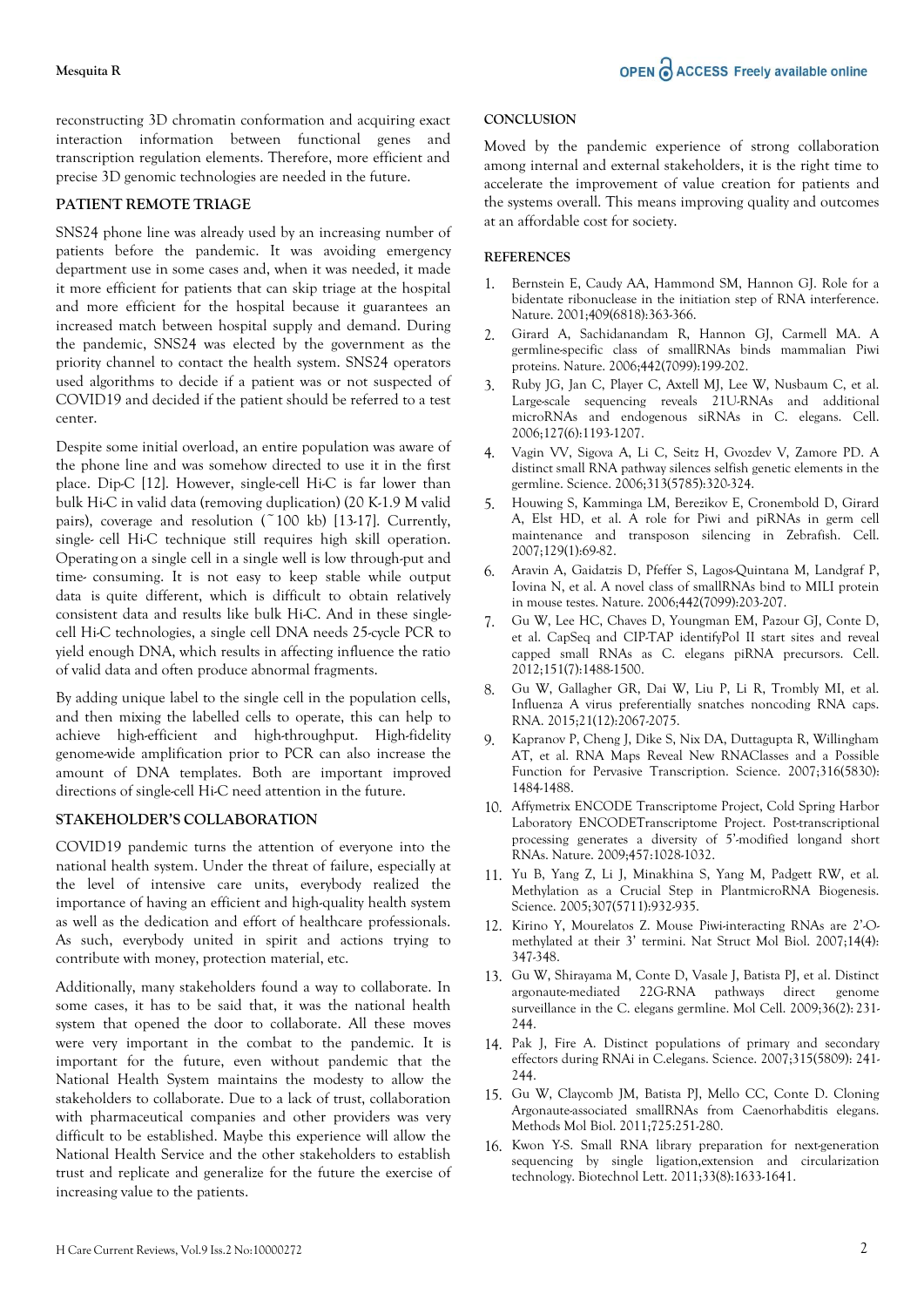reconstructing 3D chromatin conformation and acquiring exact interaction information between functional genes and transcription regulation elements. Therefore, more efficient and precise 3D genomic technologies are needed in the future.

## PATIENT REMOTE TRIAGE

SNS24 phone line was already used by an increasing number of patients before the pandemic. It was avoiding emergency department use in some cases and, when it was needed, it made it more efficient for patients that can skip triage at the hospital and more efficient for the hospital because it guarantees an increased match between hospital supply and demand. During the pandemic, SNS24 was elected by the government as the priority channel to contact the health system. SNS24 operators used algorithms to decide if a patient was or not suspected of COVID19 and decided if the patient should be referred to a test center.

Despite some initial overload, an entire population was aware of the phone line and was somehow directed to use it in the first place. Dip-C [12]. However, single-cell Hi-C is far lower than bulk Hi-C in valid data (removing duplication) (20 K-1.9 M valid pairs), coverage and resolution (~100 kb) [13-17]. Currently, single- cell Hi-C technique still requires high skill operation. Operating on a single cell in a single well is low through-put and time- consuming. It is not easy to keep stable while output data is quite different, which is difficult to obtain relatively consistent data and results like bulk Hi-C. And in these single-cell Hi-C technologies, a single cell DNA needs 25-cycle PCR to yield enough DNA, which results in affecting influence the ratio of valid data and often produce abnormal fragments.

By adding unique label to the single cell in the population cells, and then mixing the labelled cells to operate, this can help to achieve high-efficient and high-throughput. High-fidelity genome-wide amplification prior to PCR can also increase the amount of DNA templates. Both are important improved directions of single-cell Hi-C need attention in the future.

## STAKEHOLDER'S COLLABORATION

COVID19 pandemic turns the attention of everyone into the national health system. Under the threat of failure, especially at the level of intensive care units, everybody realized the importance of having an efficient and high-quality health system as well as the dedication and effort of healthcare professionals. As such, everybody united in spirit and actions trying to contribute with money, protection material, etc.

Additionally, many stakeholders found a way to collaborate. In some cases, it has to be said that, it was the national health system that opened the door to collaborate. All these moves were very important in the combat to the pandemic. It is important for the future, even without pandemic that the National Health System maintains the modesty to allow the stakeholders to collaborate. Due to a lack of trust, collaboration with pharmaceutical companies and other providers was very difficult to be established. Maybe this experience will allow the National Health Service and the other stakeholders to establish trust and replicate and generalize for the future the exercise of increasing value to the patients.

## CONCLUSION

Moved by the pandemic experience of strong collaboration among internal and external stakeholders, it is the right time to accelerate the improvement of value creation for patients and the systems overall. This means improving quality and outcomes at an affordable cost for society.

## REFERENCES

1. Bernstein E, Caudy AA, Hammond SM, Hannon GJ. Role for a bidentate ribonuclease in the initiation step of RNA interference. Nature. 2001;409(6818):363-366.
2. Girard A, Sachidanandam R, Hannon GJ, Carmell MA. A germline-specific class of smallRNAs binds mammalian Piwi proteins. Nature. 2006;442(7099):199-202.
3. Ruby JG, Jan C, Player C, Axtell MJ, Lee W, Nusbaum C, et al. Large-scale sequencing reveals 21U-RNAs and additional microRNAs and endogenous siRNAs in C. elegans. Cell. 2006;127(6):1193-1207.
4. Vagin VV, Sigova A, Li C, Seitz H, Gvozdev V, Zamore PD. A distinct small RNA pathway silences selfish genetic elements in the germline. Science. 2006;313(5785):320-324.
5. Houwing S, Kamminga LM, Berezikov E, Cronembold D, Girard A, Elst HD, et al. A role for Piwi and piRNAs in germ cell maintenance and transposon silencing in Zebrafish. Cell. 2007;129(1):69-82.
6. Aravin A, Gaidatzis D, Pfeffer S, Lagos-Quintana M, Landgraf P, Iovina N, et al. A novel class of smallRNAs bind to MILI protein in mouse testes. Nature. 2006;442(7099):203-207.
7. Gu W, Lee HC, Chaves D, Youngman EM, Pazour GJ, Conte D, et al. CapSeq and CIP-TAP identifyPol II start sites and reveal capped small RNAs as C. elegans piRNA precursors. Cell. 2012;151(7):1488-1500.
8. Gu W, Gallagher GR, Dai W, Liu P, Li R, Trombly MI, et al. Influenza A virus preferentially snatches noncoding RNA caps. RNA. 2015;21(12):2067-2075.
9. Kapranov P, Cheng J, Dike S, Nix DA, Duttagupta R, Willingham AT, et al. RNA Maps Reveal New RNAClasses and a Possible Function for Pervasive Transcription. Science. 2007;316(5830): 1484-1488.
10. Affymetrix ENCODE Transcriptome Project, Cold Spring Harbor Laboratory ENCODETranscriptome Project. Post-transcriptional processing generates a diversity of 5'-modified longand short RNAs. Nature. 2009;457:1028-1032.
11. Yu B, Yang Z, Li J, Minakhina S, Yang M, Padgett RW, et al. Methylation as a Crucial Step in PlantmicroRNA Biogenesis. Science. 2005;307(5711):932-935.
12. Kirino Y, Mourelatos Z. Mouse Piwi-interacting RNAs are 2'-O-methylated at their 3' termini. Nat Struct Mol Biol. 2007;14(4): 347-348.
13. Gu W, Shirayama M, Conte D, Vasale J, Batista PJ, et al. Distinct argonaute-mediated 22G-RNA pathways direct genome surveillance in the C. elegans germline. Mol Cell. 2009;36(2): 231-244.
14. Pak J, Fire A. Distinct populations of primary and secondary effectors during RNAi in C.elegans. Science. 2007;315(5809): 241-244.
15. Gu W, Claycomb JM, Batista PJ, Mello CC, Conte D. Cloning Argonaute-associated smallRNAs from Caenorhabditis elegans. Methods Mol Biol. 2011;725:251-280.
16. Kwon Y-S. Small RNA library preparation for next-generation sequencing by single ligation,extension and circularization technology. Biotechnol Lett. 2011;33(8):1633-1641.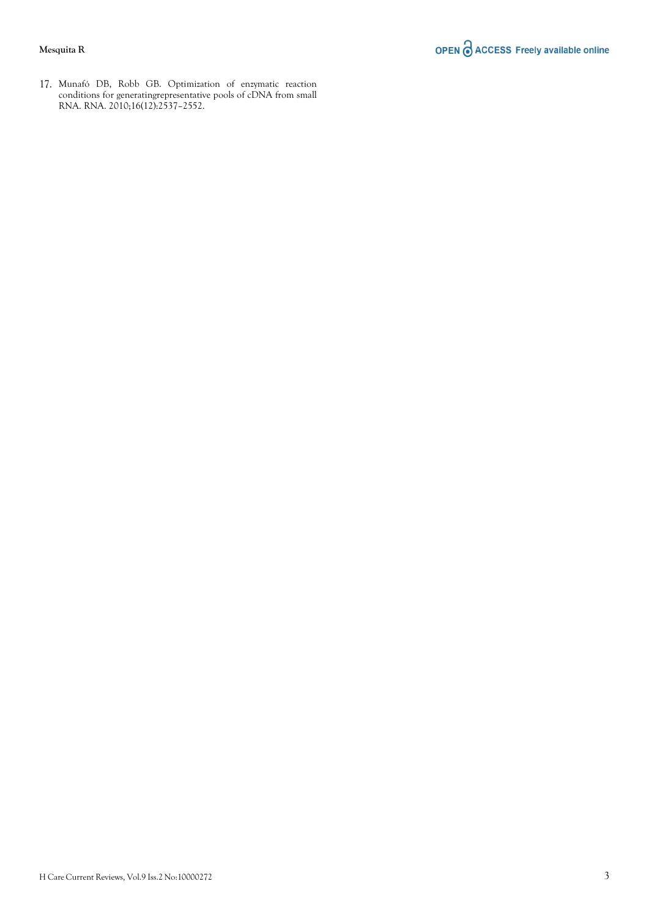17. Munafó DB, Robb GB. Optimization of enzymatic reaction conditions for generatingrepresentative pools of cDNA from small RNA. RNA. 2010;16(12):2537–2552.